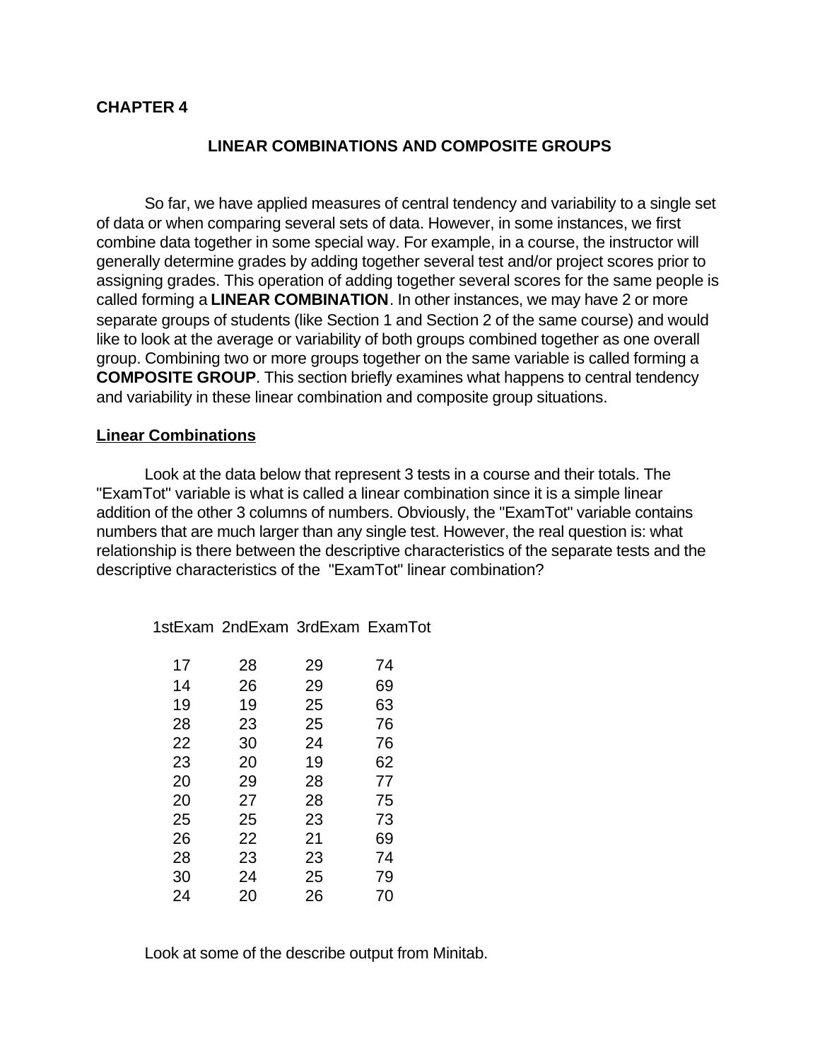# CHAPTER 4

## LINEAR COMBINATIONS AND COMPOSITE GROUPS

So far, we have applied measures of central tendency and variability to a single set of data or when comparing several sets of data. However, in some instances, we first combine data together in some special way. For example, in a course, the instructor will generally determine grades by adding together several test and/or project scores prior to assigning grades. This operation of adding together several scores for the same people is called forming a **LINEAR COMBINATION**. In other instances, we may have 2 or more separate groups of students (like Section 1 and Section 2 of the same course) and would like to look at the average or variability of both groups combined together as one overall group. Combining two or more groups together on the same variable is called forming a **COMPOSITE GROUP**. This section briefly examines what happens to central tendency and variability in these linear combination and composite group situations.

### Linear Combinations

Look at the data below that represent 3 tests in a course and their totals. The "ExamTot" variable is what is called a linear combination since it is a simple linear addition of the other 3 columns of numbers. Obviously, the "ExamTot" variable contains numbers that are much larger than any single test. However, the real question is: what relationship is there between the descriptive characteristics of the separate tests and the descriptive characteristics of the "ExamTot" linear combination?

| 1stExam | 2ndExam | 3rdExam | ExamTot |
|---|---|---|---|
| 17 | 28 | 29 | 74 |
| 14 | 26 | 29 | 69 |
| 19 | 19 | 25 | 63 |
| 28 | 23 | 25 | 76 |
| 22 | 30 | 24 | 76 |
| 23 | 20 | 19 | 62 |
| 20 | 29 | 28 | 77 |
| 20 | 27 | 28 | 75 |
| 25 | 25 | 23 | 73 |
| 26 | 22 | 21 | 69 |
| 28 | 23 | 23 | 74 |
| 30 | 24 | 25 | 79 |
| 24 | 20 | 26 | 70 |

Look at some of the describe output from Minitab.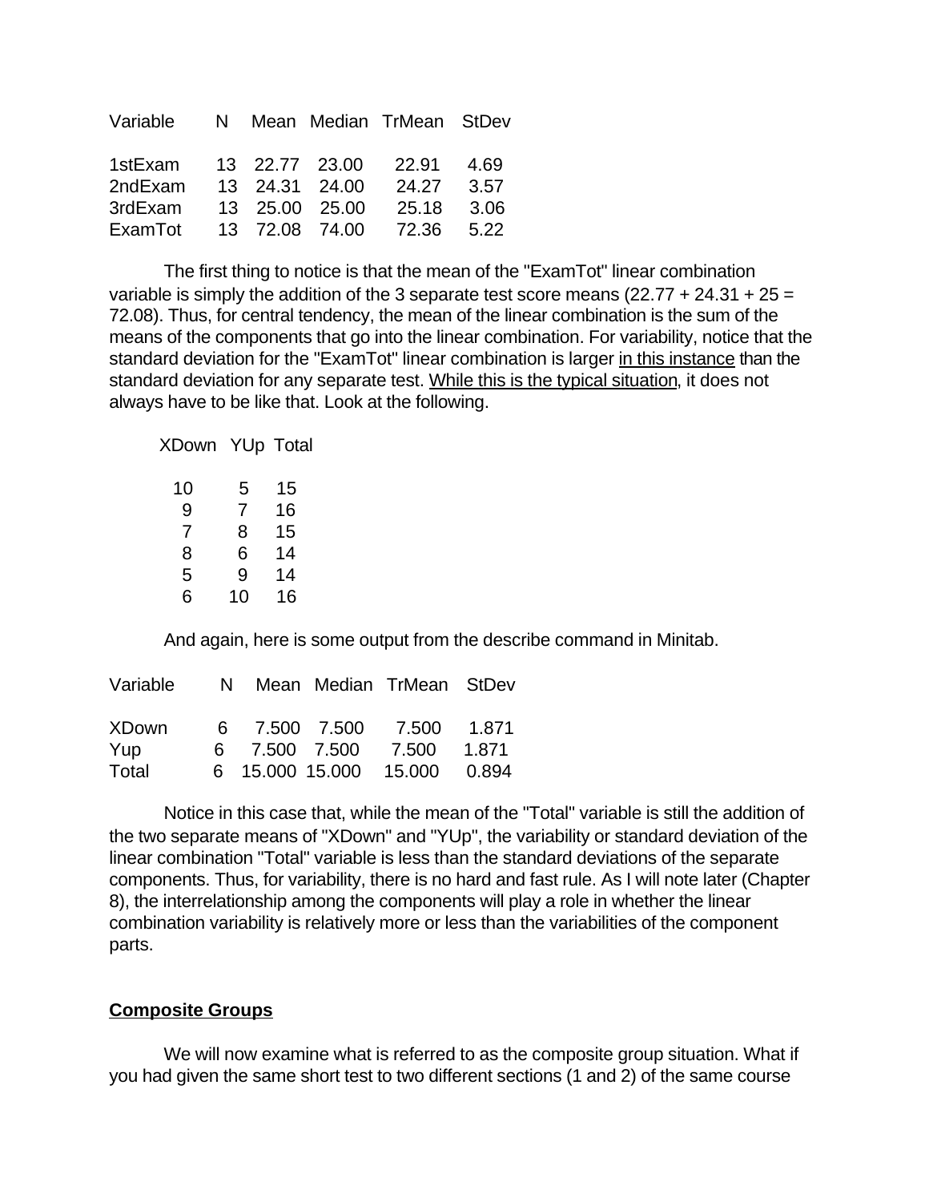| Variable | N | Mean | Median | TrMean | StDev |
|---|---|---|---|---|---|
| 1stExam | 13 | 22.77 | 23.00 | 22.91 | 4.69 |
| 2ndExam | 13 | 24.31 | 24.00 | 24.27 | 3.57 |
| 3rdExam | 13 | 25.00 | 25.00 | 25.18 | 3.06 |
| ExamTot | 13 | 72.08 | 74.00 | 72.36 | 5.22 |

The first thing to notice is that the mean of the "ExamTot" linear combination variable is simply the addition of the 3 separate test score means (22.77 + 24.31 + 25 = 72.08). Thus, for central tendency, the mean of the linear combination is the sum of the means of the components that go into the linear combination. For variability, notice that the standard deviation for the "ExamTot" linear combination is larger <u>in this instance</u> than the standard deviation for any separate test. <u>While this is the typical situation</u>, it does not always have to be like that. Look at the following.

| XDown | YUp | Total |
|---|---|---|
| 10 | 5 | 15 |
| 9 | 7 | 16 |
| 7 | 8 | 15 |
| 8 | 6 | 14 |
| 5 | 9 | 14 |
| 6 | 10 | 16 |

And again, here is some output from the describe command in Minitab.

| Variable | N | Mean | Median | TrMean | StDev |
|---|---|---|---|---|---|
| XDown | 6 | 7.500 | 7.500 | 7.500 | 1.871 |
| Yup | 6 | 7.500 | 7.500 | 7.500 | 1.871 |
| Total | 6 | 15.000 | 15.000 | 15.000 | 0.894 |

Notice in this case that, while the mean of the "Total" variable is still the addition of the two separate means of "XDown" and "YUp", the variability or standard deviation of the linear combination "Total" variable is less than the standard deviations of the separate components. Thus, for variability, there is no hard and fast rule. As I will note later (Chapter 8), the interrelationship among the components will play a role in whether the linear combination variability is relatively more or less than the variabilities of the component parts.

## <u>Composite Groups</u>

We will now examine what is referred to as the composite group situation. What if you had given the same short test to two different sections (1 and 2) of the same course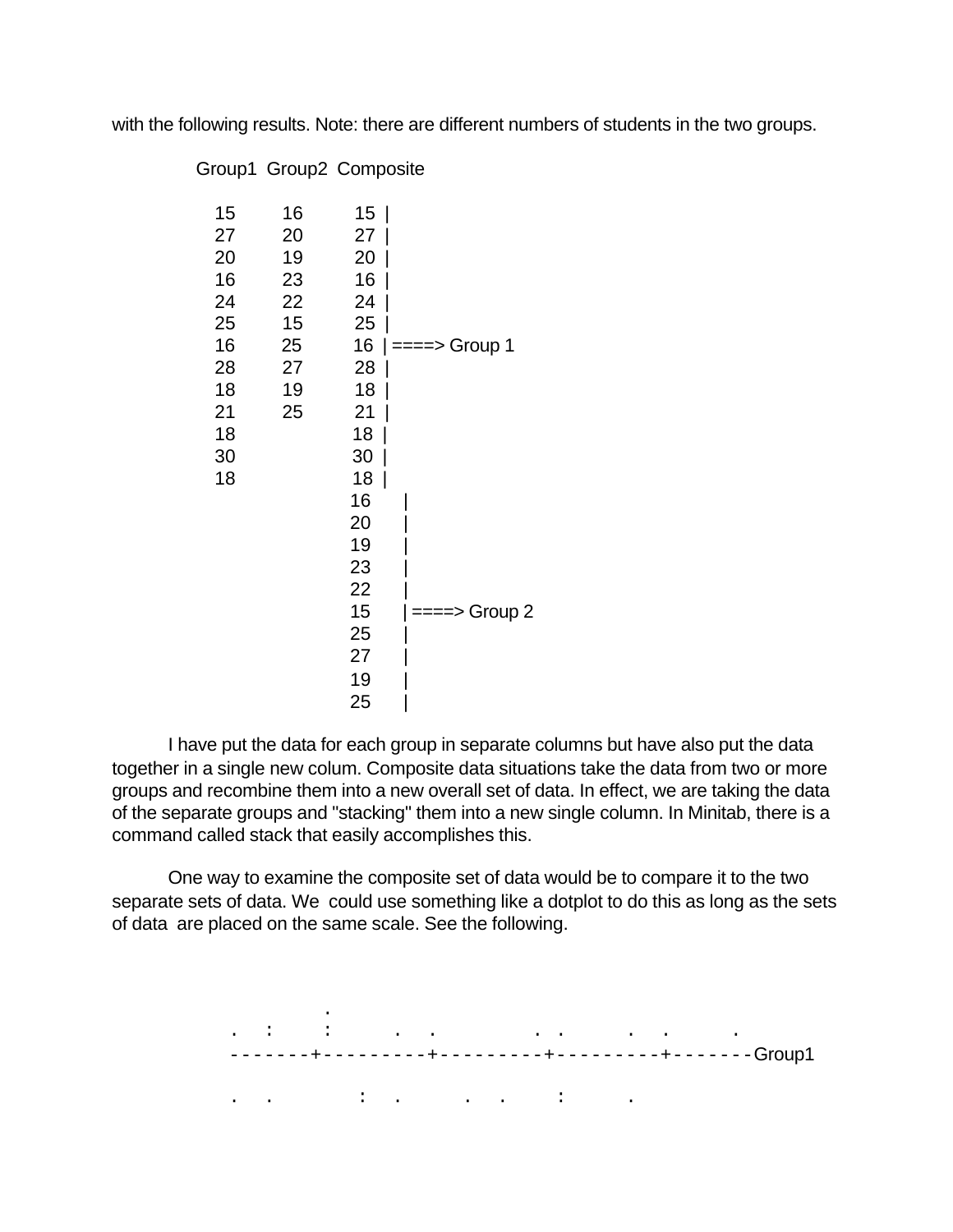with the following results. Note: there are different numbers of students in the two groups.

```
Group1  Group2  Composite

  15      16       15  |
  27      20       27  |
  20      19       20  |
  16      23       16  |
  24      22       24  |
  25      15       25  |
  16      25       16  | ====> Group 1
  28      27       28  |
  18      19       18  |
  21      25       21  |
  18               18  |
  30               30  |
  18               18  |
                   16      |
                   20      |
                   19      |
                   23      |
                   22      |
                   15      | ====> Group 2
                   25      |
                   27      |
                   19      |
                   25      |
```

I have put the data for each group in separate columns but have also put the data together in a single new colum. Composite data situations take the data from two or more groups and recombine them into a new overall set of data. In effect, we are taking the data of the separate groups and "stacking" them into a new single column. In Minitab, there is a command called stack that easily accomplishes this.

One way to examine the composite set of data would be to compare it to the two separate sets of data. We could use something like a dotplot to do this as long as the sets of data are placed on the same scale. See the following.

```
                  .
 .    :        :         .    .              .   .          .     .          .
-------+---------+---------+---------+-------Group1

 .     .            :    .          .    .        :         .
```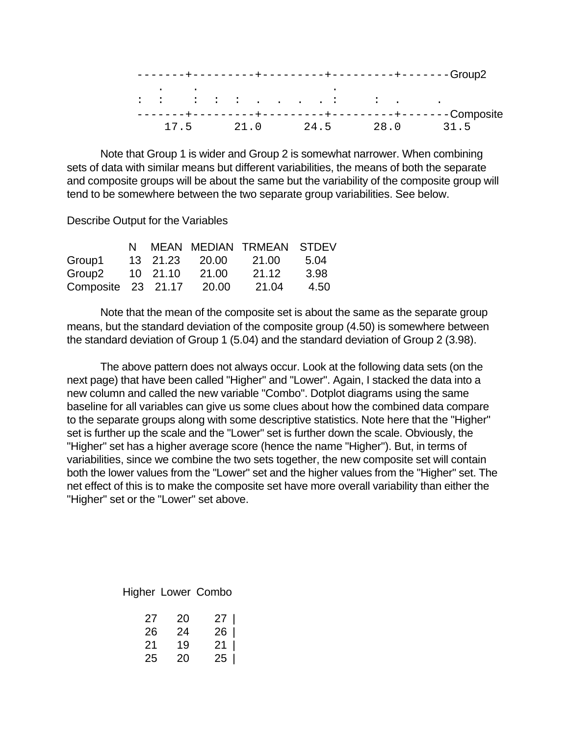```
-------+---------+---------+---------+-------Group2
   .    .                   .
:  :    :  :  :  .  .  .  . :     :  .     .
-------+---------+---------+---------+-------Composite
    17.5      21.0      24.5      28.0      31.5
```

Note that Group 1 is wider and Group 2 is somewhat narrower. When combining sets of data with similar means but different variabilities, the means of both the separate and composite groups will be about the same but the variability of the composite group will tend to be somewhere between the two separate group variabilities. See below.

Describe Output for the Variables

| | N | MEAN | MEDIAN | TRMEAN | STDEV |
|---|---|---|---|---|---|
| Group1 | 13 | 21.23 | 20.00 | 21.00 | 5.04 |
| Group2 | 10 | 21.10 | 21.00 | 21.12 | 3.98 |
| Composite | 23 | 21.17 | 20.00 | 21.04 | 4.50 |

Note that the mean of the composite set is about the same as the separate group means, but the standard deviation of the composite group (4.50) is somewhere between the standard deviation of Group 1 (5.04) and the standard deviation of Group 2 (3.98).

The above pattern does not always occur. Look at the following data sets (on the next page) that have been called "Higher" and "Lower". Again, I stacked the data into a new column and called the new variable "Combo". Dotplot diagrams using the same baseline for all variables can give us some clues about how the combined data compare to the separate groups along with some descriptive statistics. Note here that the "Higher" set is further up the scale and the "Lower" set is further down the scale. Obviously, the "Higher" set has a higher average score (hence the name "Higher"). But, in terms of variabilities, since we combine the two sets together, the new composite set will contain both the lower values from the "Lower" set and the higher values from the "Higher" set. The net effect of this is to make the composite set have more overall variability than either the "Higher" set or the "Lower" set above.

| Higher | Lower | Combo |
|---|---|---|
| 27 | 20 | 27 \| |
| 26 | 24 | 26 \| |
| 21 | 19 | 21 \| |
| 25 | 20 | 25 \| |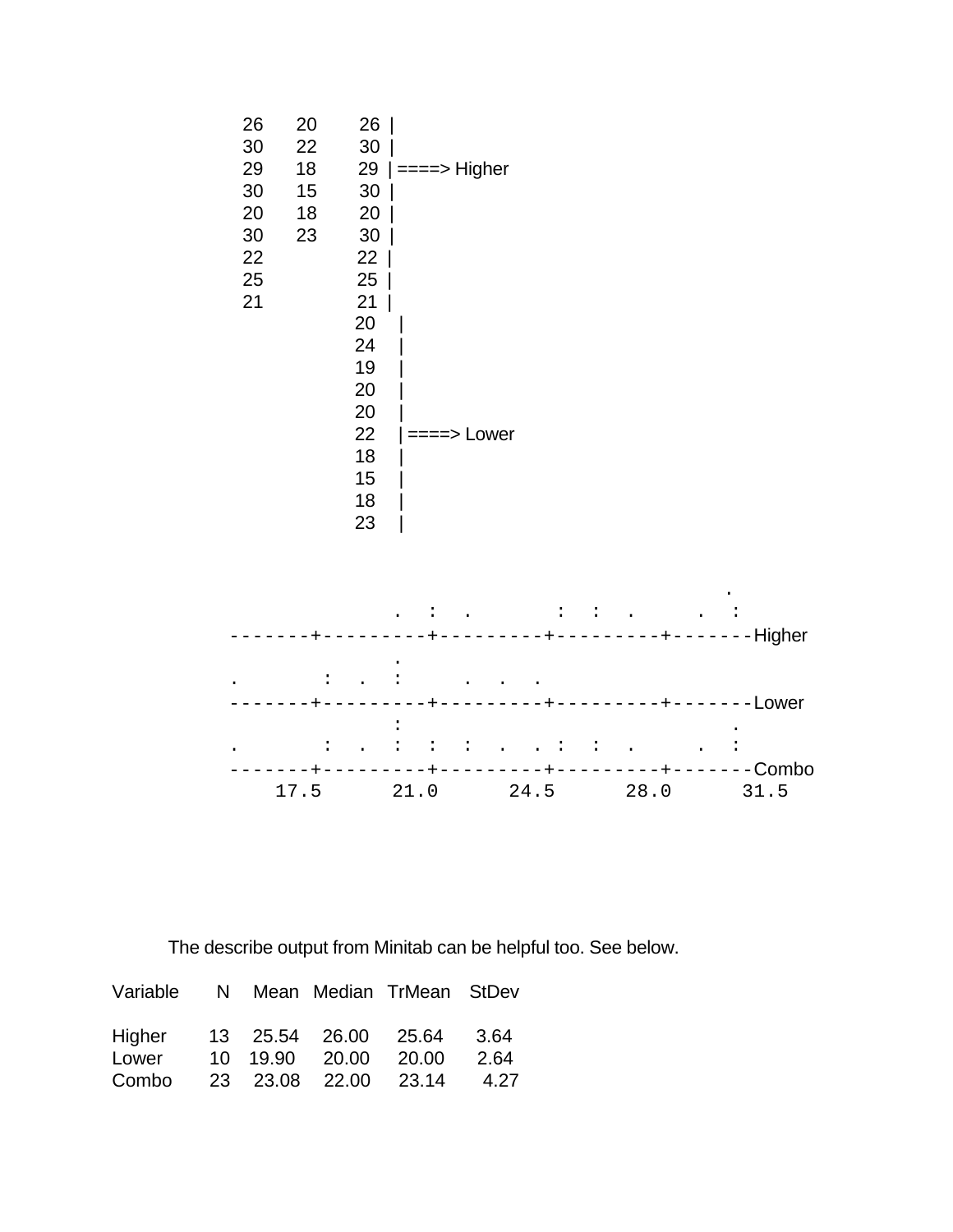```
26   20     26 |
30   22     30 |
29   18     29 | ====> Higher
30   15     30 |
20   18     20 |
30   23     30 |
22          22 |
25          25 |
21          21 |
            20   |
            24   |
            19   |
            20   |
            20   |
            22   | ====> Lower
            18   |
            15   |
            18   |
            23   |
```

```
                                                 .
               .  :  .       :  :  .      .  :
-------+---------+---------+---------+-------Higher
               .
.       :  .  :     .  .  .
-------+---------+---------+---------+-------Lower
               :                              .
.       :  .  :  :  :  .  . :  :  .      .  :
-------+---------+---------+---------+-------Combo
    17.5      21.0      24.5      28.0      31.5
```

The describe output from Minitab can be helpful too. See below.

| Variable | N | Mean | Median | TrMean | StDev |
|---|---|---|---|---|---|
| Higher | 13 | 25.54 | 26.00 | 25.64 | 3.64 |
| Lower | 10 | 19.90 | 20.00 | 20.00 | 2.64 |
| Combo | 23 | 23.08 | 22.00 | 23.14 | 4.27 |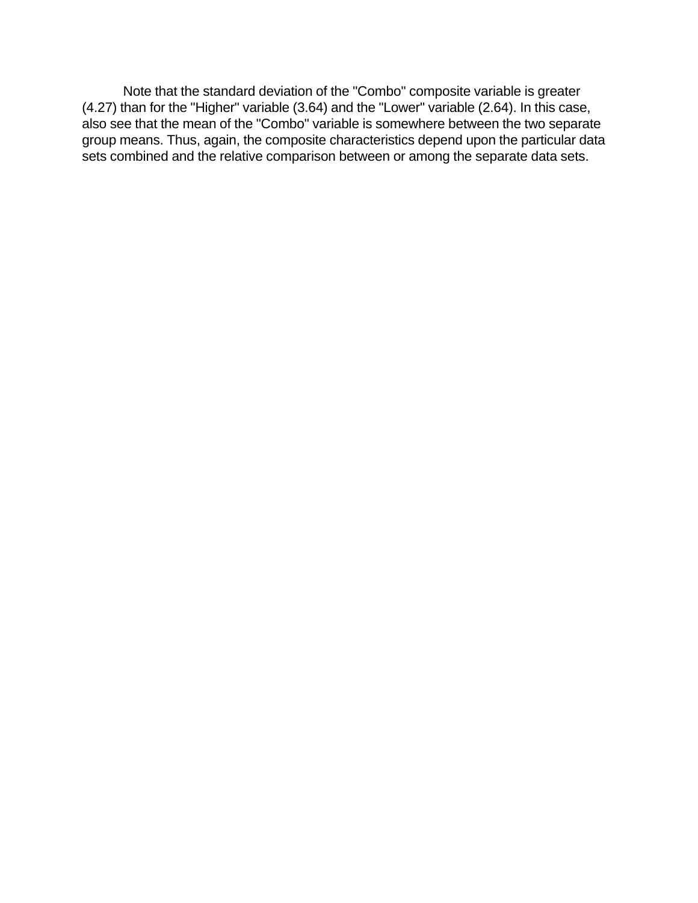Note that the standard deviation of the "Combo" composite variable is greater (4.27) than for the "Higher" variable (3.64) and the "Lower" variable (2.64). In this case, also see that the mean of the "Combo" variable is somewhere between the two separate group means. Thus, again, the composite characteristics depend upon the particular data sets combined and the relative comparison between or among the separate data sets.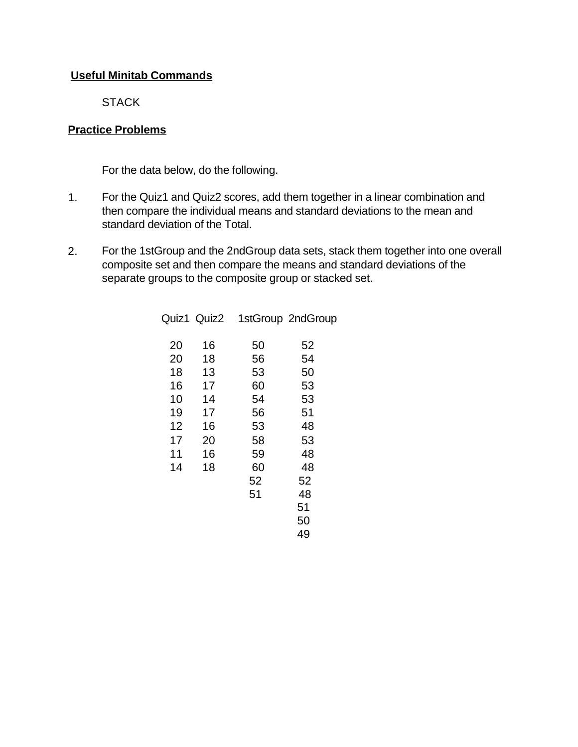**Useful Minitab Commands**

STACK

**Practice Problems**

For the data below, do the following.

1. For the Quiz1 and Quiz2 scores, add them together in a linear combination and then compare the individual means and standard deviations to the mean and standard deviation of the Total.

2. For the 1stGroup and the 2ndGroup data sets, stack them together into one overall composite set and then compare the means and standard deviations of the separate groups to the composite group or stacked set.

| Quiz1 | Quiz2 | 1stGroup | 2ndGroup |
|---|---|---|---|
| 20 | 16 | 50 | 52 |
| 20 | 18 | 56 | 54 |
| 18 | 13 | 53 | 50 |
| 16 | 17 | 60 | 53 |
| 10 | 14 | 54 | 53 |
| 19 | 17 | 56 | 51 |
| 12 | 16 | 53 | 48 |
| 17 | 20 | 58 | 53 |
| 11 | 16 | 59 | 48 |
| 14 | 18 | 60 | 48 |
| | | 52 | 52 |
| | | 51 | 48 |
| | | | 51 |
| | | | 50 |
| | | | 49 |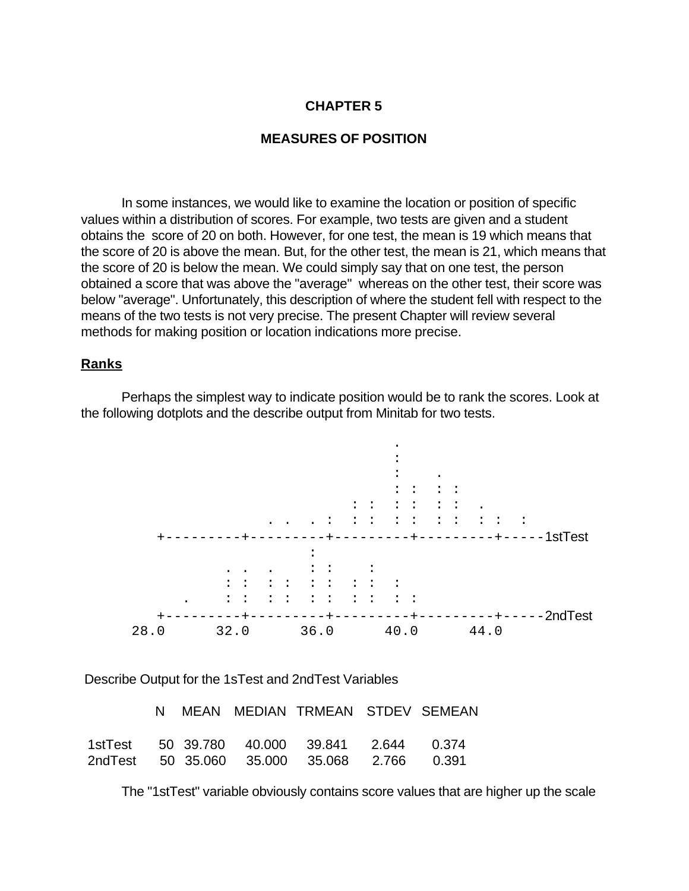# CHAPTER 5

## MEASURES OF POSITION

In some instances, we would like to examine the location or position of specific values within a distribution of scores. For example, two tests are given and a student obtains the score of 20 on both. However, for one test, the mean is 19 which means that the score of 20 is above the mean. But, for the other test, the mean is 21, which means that the score of 20 is below the mean. We could simply say that on one test, the person obtained a score that was above the "average" whereas on the other test, their score was below "average". Unfortunately, this description of where the student fell with respect to the means of the two tests is not very precise. The present Chapter will review several methods for making position or location indications more precise.

### Ranks

Perhaps the simplest way to indicate position would be to rank the scores. Look at the following dotplots and the describe output from Minitab for two tests.

```
                                    .
                                    :
                                    :    .
                                    : :  : :
                               : :  : :  : :  .
                     . .  . :  : :  : :  : :  : :  :
      +---------+---------+---------+---------+-----1stTest
                          :
                . .  .    : :    :
                : :  : :  : :  : :  :
           .    : :  : :  : :  : :  : :
      +---------+---------+---------+---------+-----2ndTest
    28.0      32.0      36.0      40.0      44.0
```

Describe Output for the 1sTest and 2ndTest Variables

| | N | MEAN | MEDIAN | TRMEAN | STDEV | SEMEAN |
|---|---|---|---|---|---|---|
| 1stTest | 50 | 39.780 | 40.000 | 39.841 | 2.644 | 0.374 |
| 2ndTest | 50 | 35.060 | 35.000 | 35.068 | 2.766 | 0.391 |

The "1stTest" variable obviously contains score values that are higher up the scale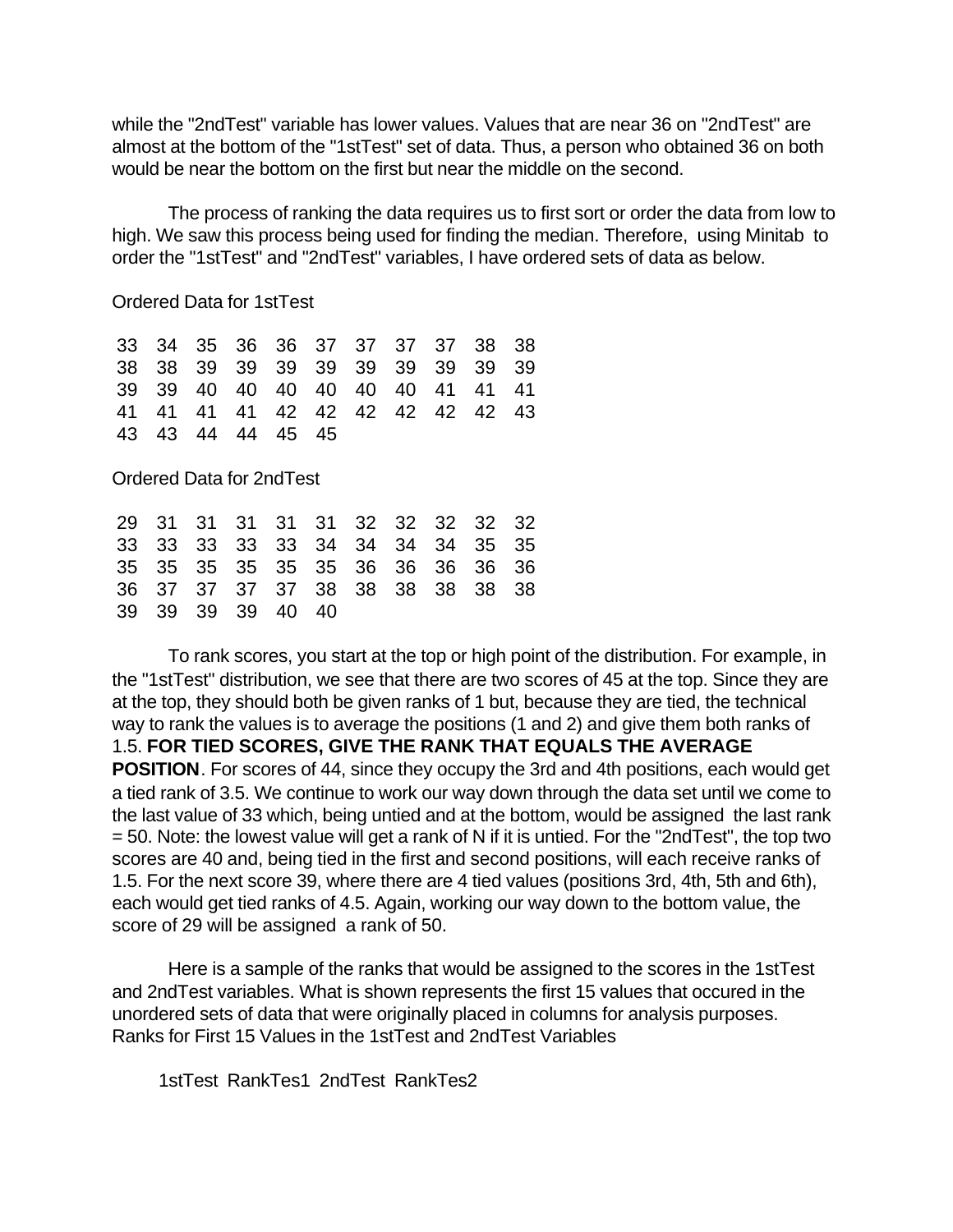while the "2ndTest" variable has lower values. Values that are near 36 on "2ndTest" are almost at the bottom of the "1stTest" set of data. Thus, a person who obtained 36 on both would be near the bottom on the first but near the middle on the second.

The process of ranking the data requires us to first sort or order the data from low to high. We saw this process being used for finding the median. Therefore, using Minitab to order the "1stTest" and "2ndTest" variables, I have ordered sets of data as below.

Ordered Data for 1stTest

```
 33  34  35  36  36  37  37  37  37  38  38
 38  38  39  39  39  39  39  39  39  39  39
 39  39  40  40  40  40  40  40  41  41  41
 41  41  41  41  42  42  42  42  42  42  43
 43  43  44  44  45  45
```

Ordered Data for 2ndTest

```
 29  31  31  31  31  31  32  32  32  32  32
 33  33  33  33  33  34  34  34  34  35  35
 35  35  35  35  35  35  36  36  36  36  36
 36  37  37  37  37  38  38  38  38  38  38
 39  39  39  39  40  40
```

To rank scores, you start at the top or high point of the distribution. For example, in the "1stTest" distribution, we see that there are two scores of 45 at the top. Since they are at the top, they should both be given ranks of 1 but, because they are tied, the technical way to rank the values is to average the positions (1 and 2) and give them both ranks of 1.5. **FOR TIED SCORES, GIVE THE RANK THAT EQUALS THE AVERAGE POSITION**. For scores of 44, since they occupy the 3rd and 4th positions, each would get a tied rank of 3.5. We continue to work our way down through the data set until we come to the last value of 33 which, being untied and at the bottom, would be assigned the last rank = 50. Note: the lowest value will get a rank of N if it is untied. For the "2ndTest", the top two scores are 40 and, being tied in the first and second positions, will each receive ranks of 1.5. For the next score 39, where there are 4 tied values (positions 3rd, 4th, 5th and 6th), each would get tied ranks of 4.5. Again, working our way down to the bottom value, the score of 29 will be assigned a rank of 50.

Here is a sample of the ranks that would be assigned to the scores in the 1stTest and 2ndTest variables. What is shown represents the first 15 values that occured in the unordered sets of data that were originally placed in columns for analysis purposes.

Ranks for First 15 Values in the 1stTest and 2ndTest Variables

```
1stTest  RankTes1  2ndTest  RankTes2
```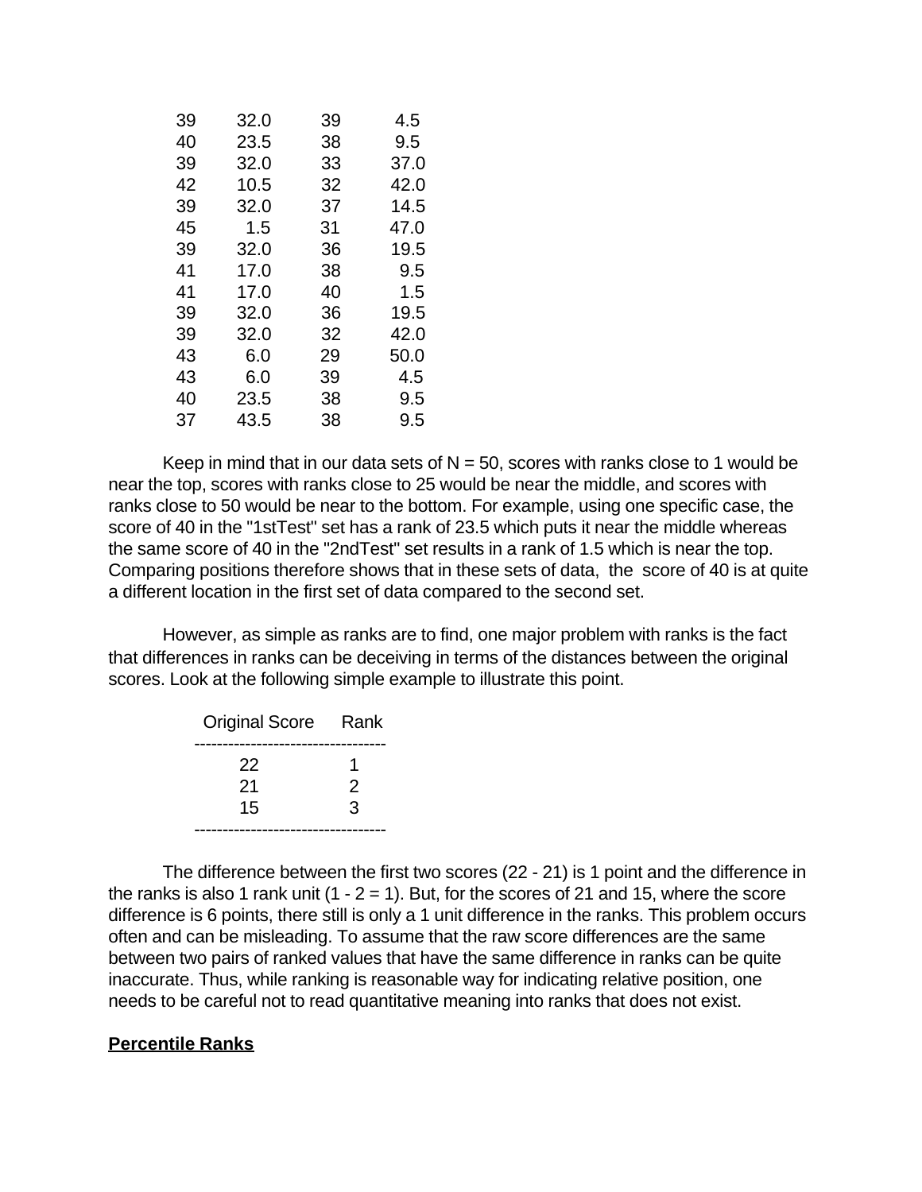| | | | |
|---|---|---|---|
| 39 | 32.0 | 39 | 4.5 |
| 40 | 23.5 | 38 | 9.5 |
| 39 | 32.0 | 33 | 37.0 |
| 42 | 10.5 | 32 | 42.0 |
| 39 | 32.0 | 37 | 14.5 |
| 45 | 1.5 | 31 | 47.0 |
| 39 | 32.0 | 36 | 19.5 |
| 41 | 17.0 | 38 | 9.5 |
| 41 | 17.0 | 40 | 1.5 |
| 39 | 32.0 | 36 | 19.5 |
| 39 | 32.0 | 32 | 42.0 |
| 43 | 6.0 | 29 | 50.0 |
| 43 | 6.0 | 39 | 4.5 |
| 40 | 23.5 | 38 | 9.5 |
| 37 | 43.5 | 38 | 9.5 |

Keep in mind that in our data sets of N = 50, scores with ranks close to 1 would be near the top, scores with ranks close to 25 would be near the middle, and scores with ranks close to 50 would be near to the bottom. For example, using one specific case, the score of 40 in the "1stTest" set has a rank of 23.5 which puts it near the middle whereas the same score of 40 in the "2ndTest" set results in a rank of 1.5 which is near the top. Comparing positions therefore shows that in these sets of data, the score of 40 is at quite a different location in the first set of data compared to the second set.

However, as simple as ranks are to find, one major problem with ranks is the fact that differences in ranks can be deceiving in terms of the distances between the original scores. Look at the following simple example to illustrate this point.

| Original Score | Rank |
|---|---|
| 22 | 1 |
| 21 | 2 |
| 15 | 3 |

The difference between the first two scores (22 - 21) is 1 point and the difference in the ranks is also 1 rank unit (1 - 2 = 1). But, for the scores of 21 and 15, where the score difference is 6 points, there still is only a 1 unit difference in the ranks. This problem occurs often and can be misleading. To assume that the raw score differences are the same between two pairs of ranked values that have the same difference in ranks can be quite inaccurate. Thus, while ranking is reasonable way for indicating relative position, one needs to be careful not to read quantitative meaning into ranks that does not exist.

## Percentile Ranks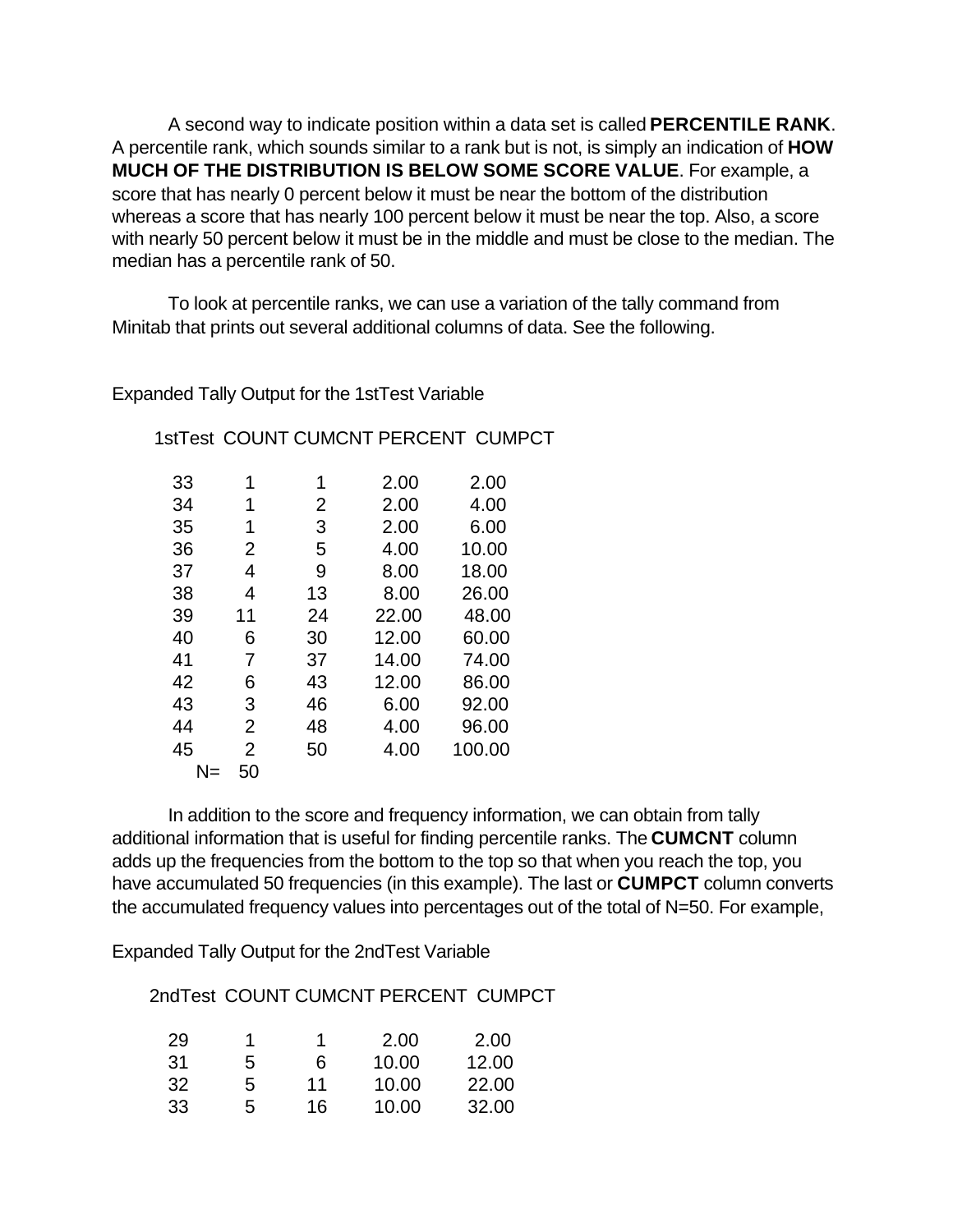A second way to indicate position within a data set is called **PERCENTILE RANK**. A percentile rank, which sounds similar to a rank but is not, is simply an indication of **HOW MUCH OF THE DISTRIBUTION IS BELOW SOME SCORE VALUE**. For example, a score that has nearly 0 percent below it must be near the bottom of the distribution whereas a score that has nearly 100 percent below it must be near the top. Also, a score with nearly 50 percent below it must be in the middle and must be close to the median. The median has a percentile rank of 50.

To look at percentile ranks, we can use a variation of the tally command from Minitab that prints out several additional columns of data. See the following.

Expanded Tally Output for the 1stTest Variable

| 1stTest | COUNT | CUMCNT | PERCENT | CUMPCT |
|---|---|---|---|---|
| 33 | 1 | 1 | 2.00 | 2.00 |
| 34 | 1 | 2 | 2.00 | 4.00 |
| 35 | 1 | 3 | 2.00 | 6.00 |
| 36 | 2 | 5 | 4.00 | 10.00 |
| 37 | 4 | 9 | 8.00 | 18.00 |
| 38 | 4 | 13 | 8.00 | 26.00 |
| 39 | 11 | 24 | 22.00 | 48.00 |
| 40 | 6 | 30 | 12.00 | 60.00 |
| 41 | 7 | 37 | 14.00 | 74.00 |
| 42 | 6 | 43 | 12.00 | 86.00 |
| 43 | 3 | 46 | 6.00 | 92.00 |
| 44 | 2 | 48 | 4.00 | 96.00 |
| 45 | 2 | 50 | 4.00 | 100.00 |
| N= | 50 | | | |

In addition to the score and frequency information, we can obtain from tally additional information that is useful for finding percentile ranks. The **CUMCNT** column adds up the frequencies from the bottom to the top so that when you reach the top, you have accumulated 50 frequencies (in this example). The last or **CUMPCT** column converts the accumulated frequency values into percentages out of the total of N=50. For example,

Expanded Tally Output for the 2ndTest Variable

| 2ndTest | COUNT | CUMCNT | PERCENT | CUMPCT |
|---|---|---|---|---|
| 29 | 1 | 1 | 2.00 | 2.00 |
| 31 | 5 | 6 | 10.00 | 12.00 |
| 32 | 5 | 11 | 10.00 | 22.00 |
| 33 | 5 | 16 | 10.00 | 32.00 |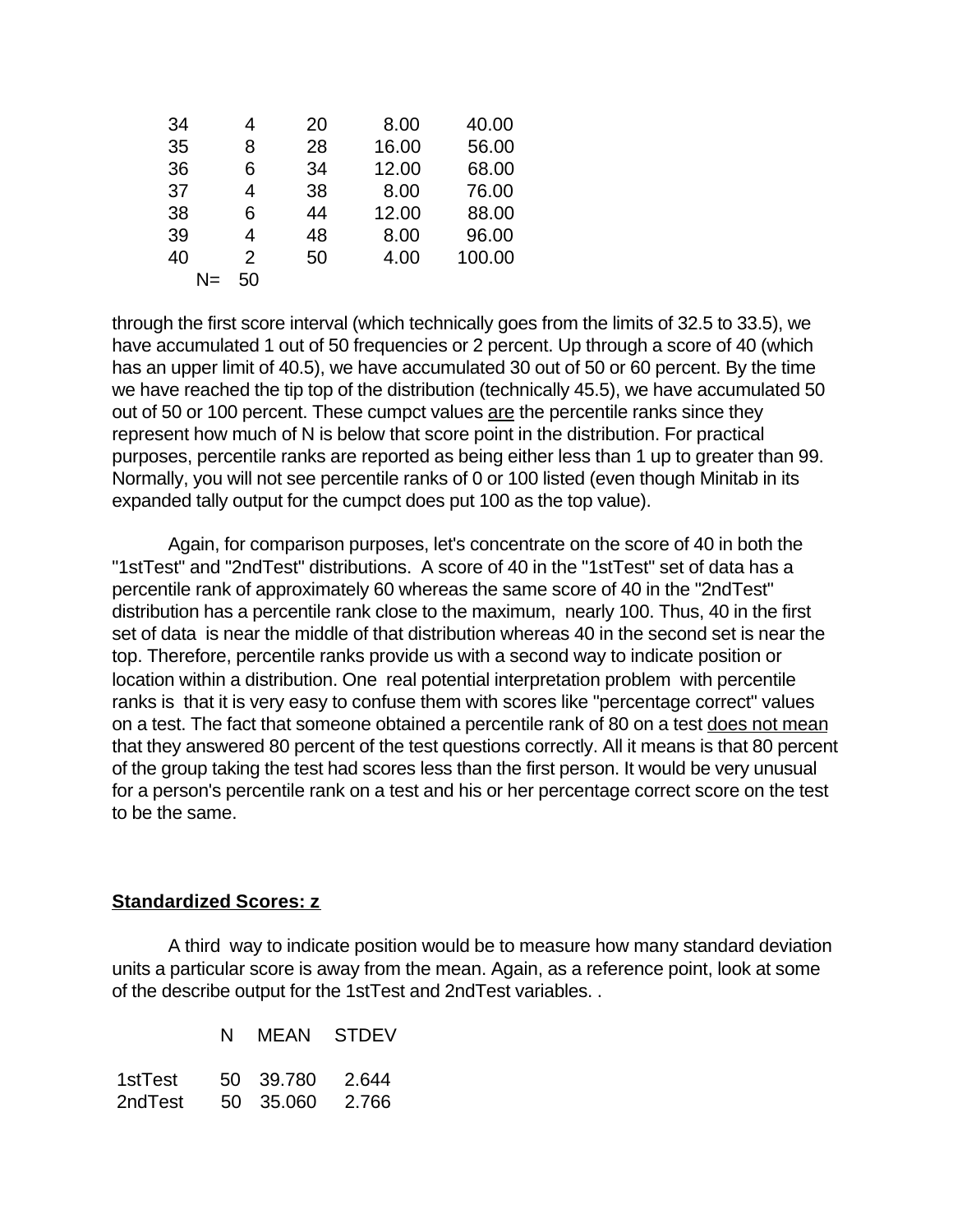| | | | | |
|---|---|---|---|---|
| 34 | 4 | 20 | 8.00 | 40.00 |
| 35 | 8 | 28 | 16.00 | 56.00 |
| 36 | 6 | 34 | 12.00 | 68.00 |
| 37 | 4 | 38 | 8.00 | 76.00 |
| 38 | 6 | 44 | 12.00 | 88.00 |
| 39 | 4 | 48 | 8.00 | 96.00 |
| 40 | 2 | 50 | 4.00 | 100.00 |
| N= | 50 | | | |

through the first score interval (which technically goes from the limits of 32.5 to 33.5), we have accumulated 1 out of 50 frequencies or 2 percent. Up through a score of 40 (which has an upper limit of 40.5), we have accumulated 30 out of 50 or 60 percent. By the time we have reached the tip top of the distribution (technically 45.5), we have accumulated 50 out of 50 or 100 percent. These cumpct values <u>are</u> the percentile ranks since they represent how much of N is below that score point in the distribution. For practical purposes, percentile ranks are reported as being either less than 1 up to greater than 99. Normally, you will not see percentile ranks of 0 or 100 listed (even though Minitab in its expanded tally output for the cumpct does put 100 as the top value).

Again, for comparison purposes, let's concentrate on the score of 40 in both the "1stTest" and "2ndTest" distributions. A score of 40 in the "1stTest" set of data has a percentile rank of approximately 60 whereas the same score of 40 in the "2ndTest" distribution has a percentile rank close to the maximum, nearly 100. Thus, 40 in the first set of data is near the middle of that distribution whereas 40 in the second set is near the top. Therefore, percentile ranks provide us with a second way to indicate position or location within a distribution. One real potential interpretation problem with percentile ranks is that it is very easy to confuse them with scores like "percentage correct" values on a test. The fact that someone obtained a percentile rank of 80 on a test <u>does not mean</u> that they answered 80 percent of the test questions correctly. All it means is that 80 percent of the group taking the test had scores less than the first person. It would be very unusual for a person's percentile rank on a test and his or her percentage correct score on the test to be the same.

## <u>Standardized Scores: z</u>

A third way to indicate position would be to measure how many standard deviation units a particular score is away from the mean. Again, as a reference point, look at some of the describe output for the 1stTest and 2ndTest variables. .

| | N | MEAN | STDEV |
|---|---|---|---|
| 1stTest | 50 | 39.780 | 2.644 |
| 2ndTest | 50 | 35.060 | 2.766 |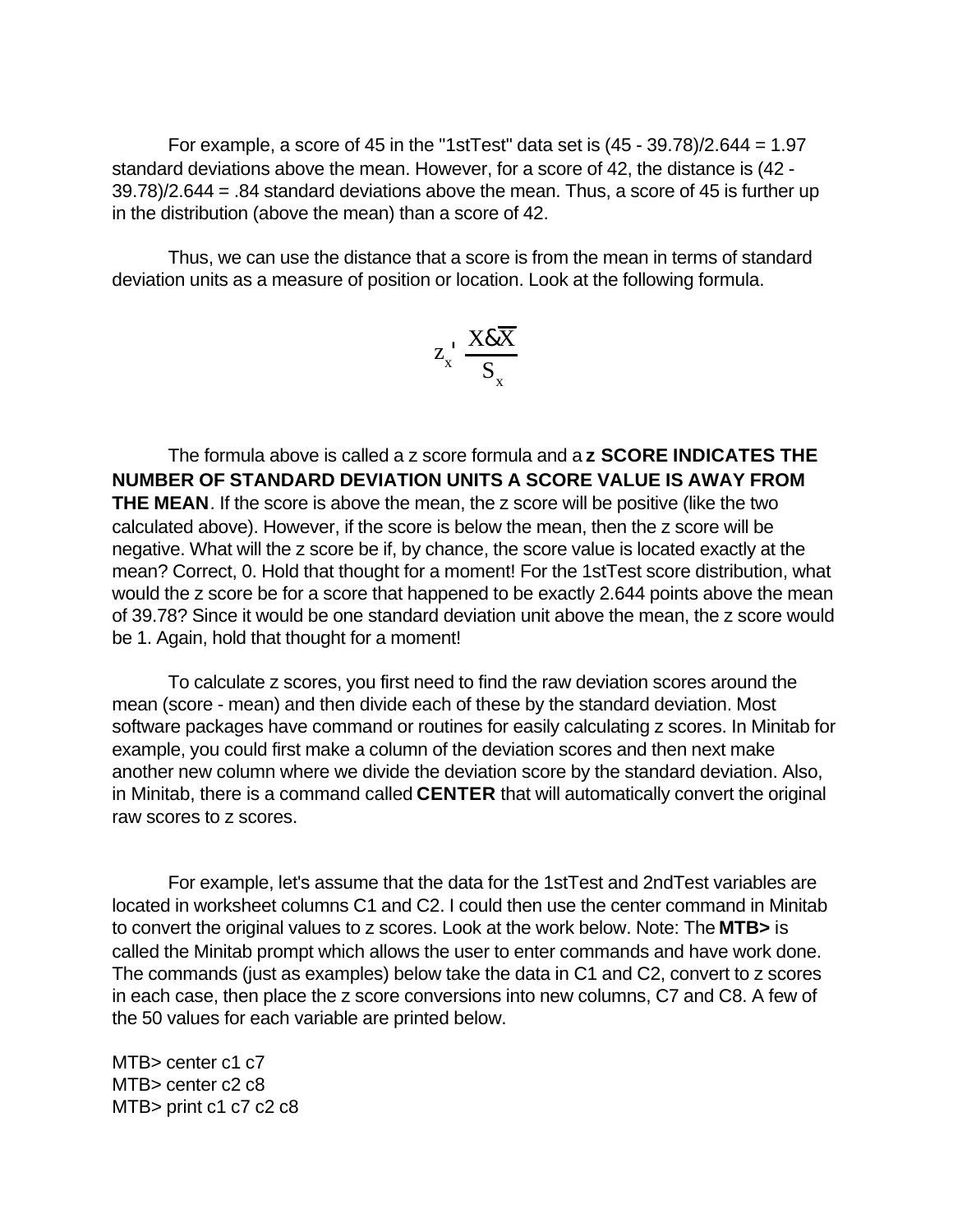For example, a score of 45 in the "1stTest" data set is (45 - 39.78)/2.644 = 1.97 standard deviations above the mean. However, for a score of 42, the distance is (42 - 39.78)/2.644 = .84 standard deviations above the mean. Thus, a score of 45 is further up in the distribution (above the mean) than a score of 42.

Thus, we can use the distance that a score is from the mean in terms of standard deviation units as a measure of position or location. Look at the following formula.

$$z_x = \frac{X - \overline{X}}{S_x}$$

The formula above is called a z score formula and a **z SCORE INDICATES THE NUMBER OF STANDARD DEVIATION UNITS A SCORE VALUE IS AWAY FROM THE MEAN**. If the score is above the mean, the z score will be positive (like the two calculated above). However, if the score is below the mean, then the z score will be negative. What will the z score be if, by chance, the score value is located exactly at the mean? Correct, 0. Hold that thought for a moment! For the 1stTest score distribution, what would the z score be for a score that happened to be exactly 2.644 points above the mean of 39.78? Since it would be one standard deviation unit above the mean, the z score would be 1. Again, hold that thought for a moment!

To calculate z scores, you first need to find the raw deviation scores around the mean (score - mean) and then divide each of these by the standard deviation. Most software packages have command or routines for easily calculating z scores. In Minitab for example, you could first make a column of the deviation scores and then next make another new column where we divide the deviation score by the standard deviation. Also, in Minitab, there is a command called **CENTER** that will automatically convert the original raw scores to z scores.

For example, let's assume that the data for the 1stTest and 2ndTest variables are located in worksheet columns C1 and C2. I could then use the center command in Minitab to convert the original values to z scores. Look at the work below. Note: The **MTB>** is called the Minitab prompt which allows the user to enter commands and have work done. The commands (just as examples) below take the data in C1 and C2, convert to z scores in each case, then place the z score conversions into new columns, C7 and C8. A few of the 50 values for each variable are printed below.

```
MTB> center c1 c7
MTB> center c2 c8
MTB> print c1 c7 c2 c8
```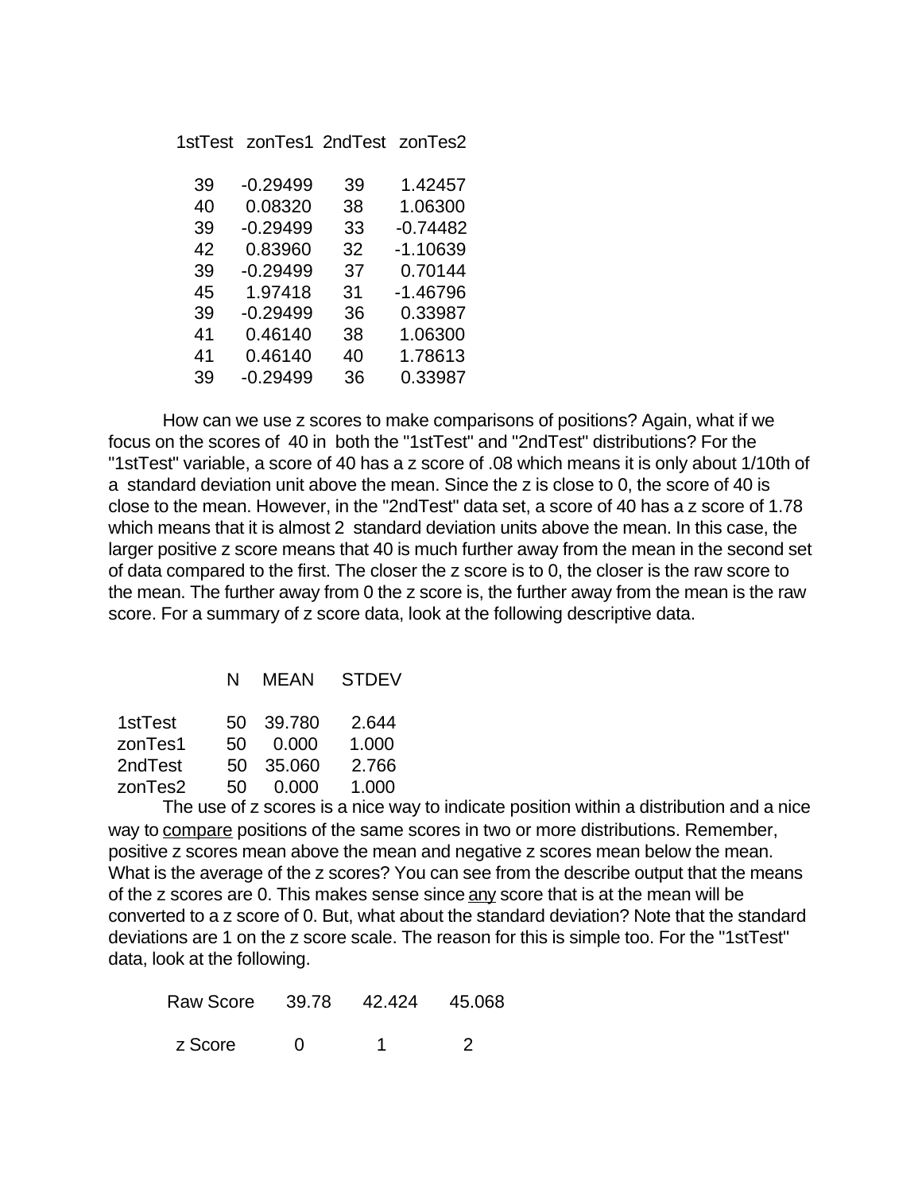| 1stTest | zonTes1 | 2ndTest | zonTes2 |
|---|---|---|---|
| 39 | -0.29499 | 39 | 1.42457 |
| 40 | 0.08320 | 38 | 1.06300 |
| 39 | -0.29499 | 33 | -0.74482 |
| 42 | 0.83960 | 32 | -1.10639 |
| 39 | -0.29499 | 37 | 0.70144 |
| 45 | 1.97418 | 31 | -1.46796 |
| 39 | -0.29499 | 36 | 0.33987 |
| 41 | 0.46140 | 38 | 1.06300 |
| 41 | 0.46140 | 40 | 1.78613 |
| 39 | -0.29499 | 36 | 0.33987 |

How can we use z scores to make comparisons of positions? Again, what if we focus on the scores of 40 in both the "1stTest" and "2ndTest" distributions? For the "1stTest" variable, a score of 40 has a z score of .08 which means it is only about 1/10th of a standard deviation unit above the mean. Since the z is close to 0, the score of 40 is close to the mean. However, in the "2ndTest" data set, a score of 40 has a z score of 1.78 which means that it is almost 2 standard deviation units above the mean. In this case, the larger positive z score means that 40 is much further away from the mean in the second set of data compared to the first. The closer the z score is to 0, the closer is the raw score to the mean. The further away from 0 the z score is, the further away from the mean is the raw score. For a summary of z score data, look at the following descriptive data.

| | N | MEAN | STDEV |
|---|---|---|---|
| 1stTest | 50 | 39.780 | 2.644 |
| zonTes1 | 50 | 0.000 | 1.000 |
| 2ndTest | 50 | 35.060 | 2.766 |
| zonTes2 | 50 | 0.000 | 1.000 |

The use of z scores is a nice way to indicate position within a distribution and a nice way to compare positions of the same scores in two or more distributions. Remember, positive z scores mean above the mean and negative z scores mean below the mean. What is the average of the z scores? You can see from the describe output that the means of the z scores are 0. This makes sense since any score that is at the mean will be converted to a z score of 0. But, what about the standard deviation? Note that the standard deviations are 1 on the z score scale. The reason for this is simple too. For the "1stTest" data, look at the following.

| Raw Score | 39.78 | 42.424 | 45.068 |
|---|---|---|---|
| z Score | 0 | 1 | 2 |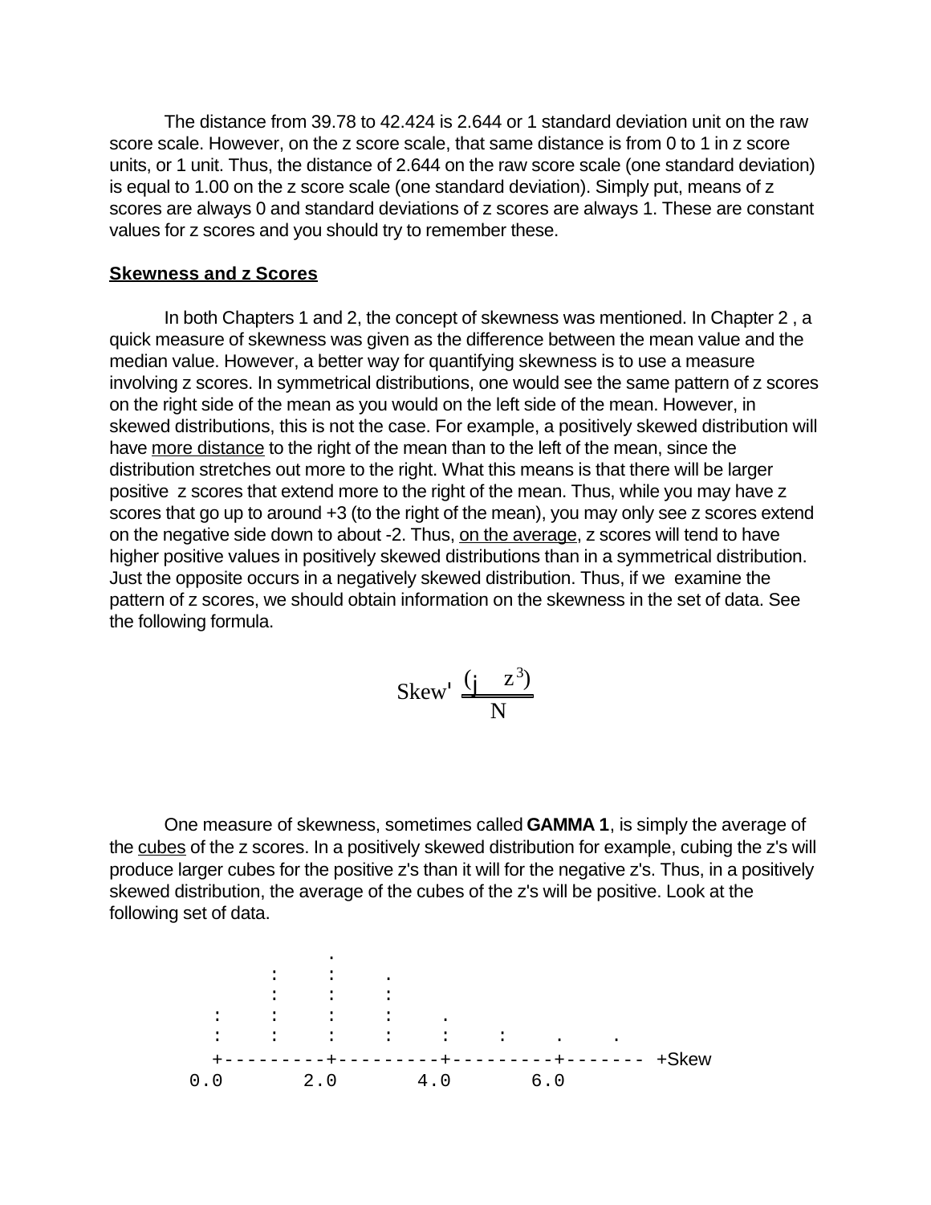The distance from 39.78 to 42.424 is 2.644 or 1 standard deviation unit on the raw score scale. However, on the z score scale, that same distance is from 0 to 1 in z score units, or 1 unit. Thus, the distance of 2.644 on the raw score scale (one standard deviation) is equal to 1.00 on the z score scale (one standard deviation). Simply put, means of z scores are always 0 and standard deviations of z scores are always 1. These are constant values for z scores and you should try to remember these.

## Skewness and z Scores

In both Chapters 1 and 2, the concept of skewness was mentioned. In Chapter 2 , a quick measure of skewness was given as the difference between the mean value and the median value. However, a better way for quantifying skewness is to use a measure involving z scores. In symmetrical distributions, one would see the same pattern of z scores on the right side of the mean as you would on the left side of the mean. However, in skewed distributions, this is not the case. For example, a positively skewed distribution will have more distance to the right of the mean than to the left of the mean, since the distribution stretches out more to the right. What this means is that there will be larger positive z scores that extend more to the right of the mean. Thus, while you may have z scores that go up to around +3 (to the right of the mean), you may only see z scores extend on the negative side down to about -2. Thus, on the average, z scores will tend to have higher positive values in positively skewed distributions than in a symmetrical distribution. Just the opposite occurs in a negatively skewed distribution. Thus, if we examine the pattern of z scores, we should obtain information on the skewness in the set of data. See the following formula.

$$\text{Skew} = \frac{(\sum z^3)}{N}$$

One measure of skewness, sometimes called **GAMMA 1**, is simply the average of the cubes of the z scores. In a positively skewed distribution for example, cubing the z's will produce larger cubes for the positive z's than it will for the negative z's. Thus, in a positively skewed distribution, the average of the cubes of the z's will be positive. Look at the following set of data.

```
                 .
           :     :     .
           :     :     :
     :     :     :     :     .
     :     :     :     :     :     :     .     .
     +---------+---------+---------+------- +Skew
    0.0       2.0       4.0       6.0
```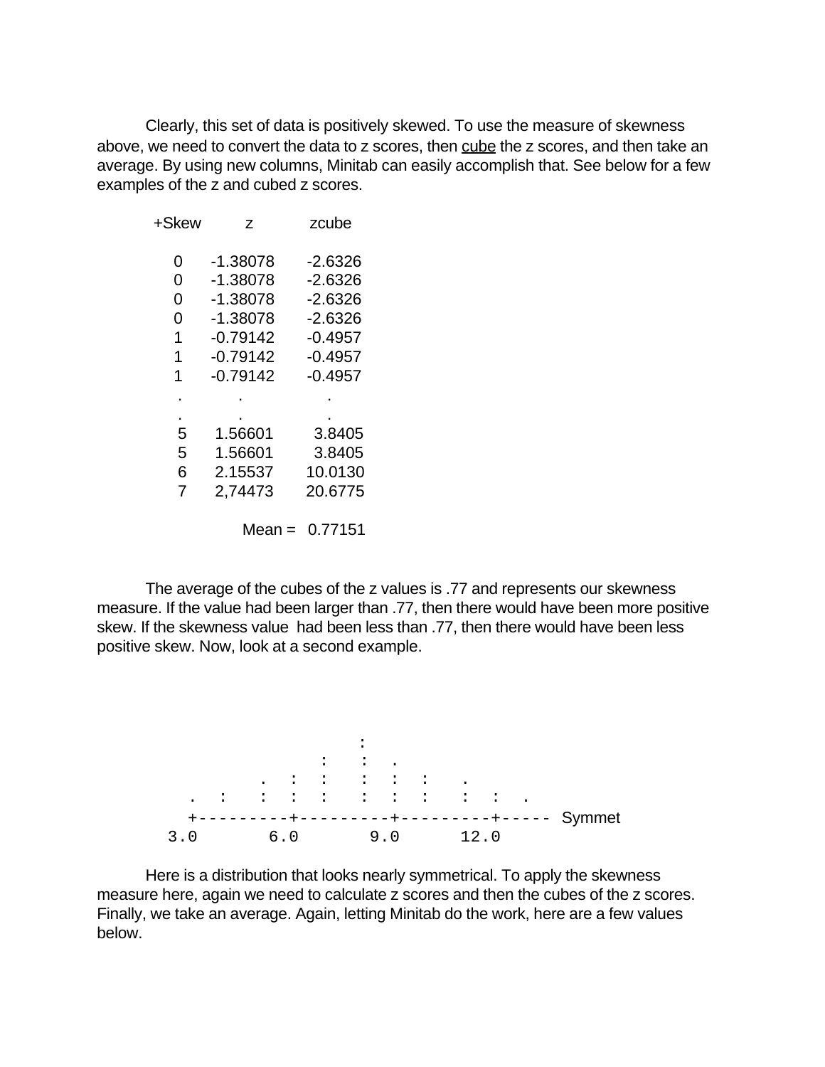Clearly, this set of data is positively skewed. To use the measure of skewness above, we need to convert the data to z scores, then <u>cube</u> the z scores, and then take an average. By using new columns, Minitab can easily accomplish that. See below for a few examples of the z and cubed z scores.

| +Skew | z | zcube |
|---|---|---|
| 0 | -1.38078 | -2.6326 |
| 0 | -1.38078 | -2.6326 |
| 0 | -1.38078 | -2.6326 |
| 0 | -1.38078 | -2.6326 |
| 1 | -0.79142 | -0.4957 |
| 1 | -0.79142 | -0.4957 |
| 1 | -0.79142 | -0.4957 |
| . | . | . |
| . | . | . |
| 5 | 1.56601 | 3.8405 |
| 5 | 1.56601 | 3.8405 |
| 6 | 2.15537 | 10.0130 |
| 7 | 2,74473 | 20.6775 |
| | Mean = | 0.77151 |

The average of the cubes of the z values is .77 and represents our skewness measure. If the value had been larger than .77, then there would have been more positive skew. If the skewness value had been less than .77, then there would have been less positive skew. Now, look at a second example.

```
                                 :
                         :       :    .
                 .   :   :       :   :   :     .
      .   :      :   :   :       :   :   :     :   :   .
     +---------+---------+---------+----- Symmet
    3.0       6.0       9.0      12.0
```

Here is a distribution that looks nearly symmetrical. To apply the skewness measure here, again we need to calculate z scores and then the cubes of the z scores. Finally, we take an average. Again, letting Minitab do the work, here are a few values below.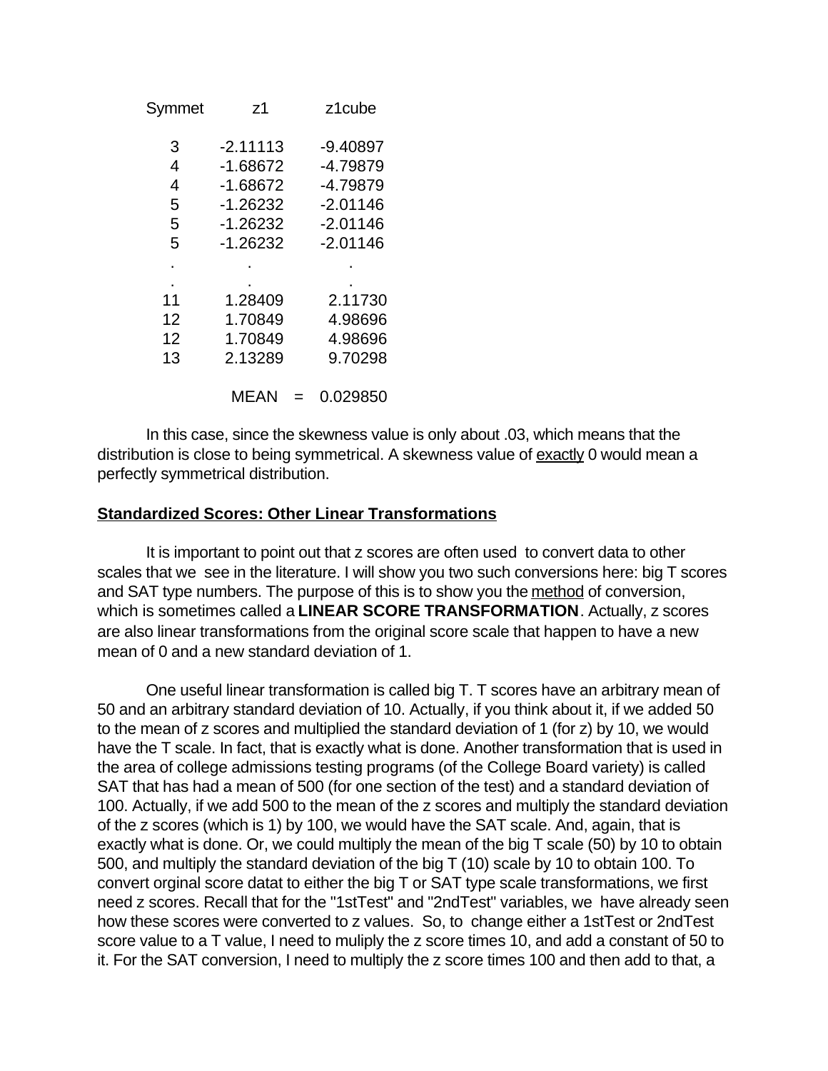| Symmet | z1 | z1cube |
|---|---|---|
| 3 | -2.11113 | -9.40897 |
| 4 | -1.68672 | -4.79879 |
| 4 | -1.68672 | -4.79879 |
| 5 | -1.26232 | -2.01146 |
| 5 | -1.26232 | -2.01146 |
| 5 | -1.26232 | -2.01146 |
| . | . | . |
| . | . | . |
| 11 | 1.28409 | 2.11730 |
| 12 | 1.70849 | 4.98696 |
| 12 | 1.70849 | 4.98696 |
| 13 | 2.13289 | 9.70298 |

MEAN = 0.029850

In this case, since the skewness value is only about .03, which means that the distribution is close to being symmetrical. A skewness value of exactly 0 would mean a perfectly symmetrical distribution.

## Standardized Scores: Other Linear Transformations

It is important to point out that z scores are often used to convert data to other scales that we see in the literature. I will show you two such conversions here: big T scores and SAT type numbers. The purpose of this is to show you the method of conversion, which is sometimes called a **LINEAR SCORE TRANSFORMATION**. Actually, z scores are also linear transformations from the original score scale that happen to have a new mean of 0 and a new standard deviation of 1.

One useful linear transformation is called big T. T scores have an arbitrary mean of 50 and an arbitrary standard deviation of 10. Actually, if you think about it, if we added 50 to the mean of z scores and multiplied the standard deviation of 1 (for z) by 10, we would have the T scale. In fact, that is exactly what is done. Another transformation that is used in the area of college admissions testing programs (of the College Board variety) is called SAT that has had a mean of 500 (for one section of the test) and a standard deviation of 100. Actually, if we add 500 to the mean of the z scores and multiply the standard deviation of the z scores (which is 1) by 100, we would have the SAT scale. And, again, that is exactly what is done. Or, we could multiply the mean of the big T scale (50) by 10 to obtain 500, and multiply the standard deviation of the big T (10) scale by 10 to obtain 100. To convert orginal score datat to either the big T or SAT type scale transformations, we first need z scores. Recall that for the "1stTest" and "2ndTest" variables, we have already seen how these scores were converted to z values. So, to change either a 1stTest or 2ndTest score value to a T value, I need to muliply the z score times 10, and add a constant of 50 to it. For the SAT conversion, I need to multiply the z score times 100 and then add to that, a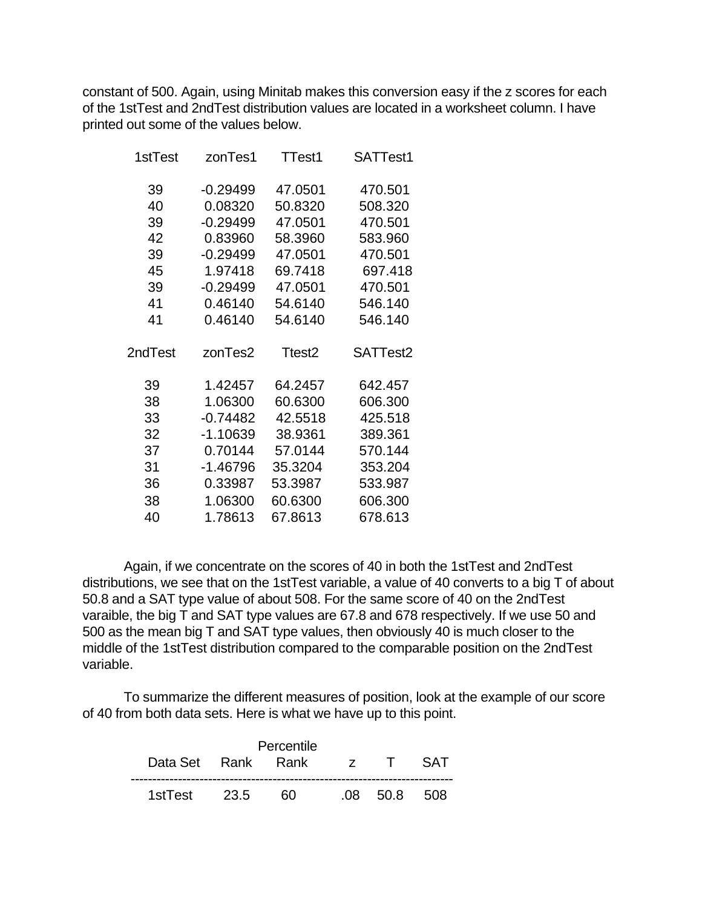constant of 500. Again, using Minitab makes this conversion easy if the z scores for each of the 1stTest and 2ndTest distribution values are located in a worksheet column. I have printed out some of the values below.

| 1stTest | zonTes1 | TTest1 | SATTest1 |
|---|---|---|---|
| 39 | -0.29499 | 47.0501 | 470.501 |
| 40 | 0.08320 | 50.8320 | 508.320 |
| 39 | -0.29499 | 47.0501 | 470.501 |
| 42 | 0.83960 | 58.3960 | 583.960 |
| 39 | -0.29499 | 47.0501 | 470.501 |
| 45 | 1.97418 | 69.7418 | 697.418 |
| 39 | -0.29499 | 47.0501 | 470.501 |
| 41 | 0.46140 | 54.6140 | 546.140 |
| 41 | 0.46140 | 54.6140 | 546.140 |

| 2ndTest | zonTes2 | Ttest2 | SATTest2 |
|---|---|---|---|
| 39 | 1.42457 | 64.2457 | 642.457 |
| 38 | 1.06300 | 60.6300 | 606.300 |
| 33 | -0.74482 | 42.5518 | 425.518 |
| 32 | -1.10639 | 38.9361 | 389.361 |
| 37 | 0.70144 | 57.0144 | 570.144 |
| 31 | -1.46796 | 35.3204 | 353.204 |
| 36 | 0.33987 | 53.3987 | 533.987 |
| 38 | 1.06300 | 60.6300 | 606.300 |
| 40 | 1.78613 | 67.8613 | 678.613 |

Again, if we concentrate on the scores of 40 in both the 1stTest and 2ndTest distributions, we see that on the 1stTest variable, a value of 40 converts to a big T of about 50.8 and a SAT type value of about 508. For the same score of 40 on the 2ndTest varaible, the big T and SAT type values are 67.8 and 678 respectively. If we use 50 and 500 as the mean big T and SAT type values, then obviously 40 is much closer to the middle of the 1stTest distribution compared to the comparable position on the 2ndTest variable.

To summarize the different measures of position, look at the example of our score of 40 from both data sets. Here is what we have up to this point.

| Data Set | Rank | Percentile Rank | z | T | SAT |
|---|---|---|---|---|---|
| 1stTest | 23.5 | 60 | .08 | 50.8 | 508 |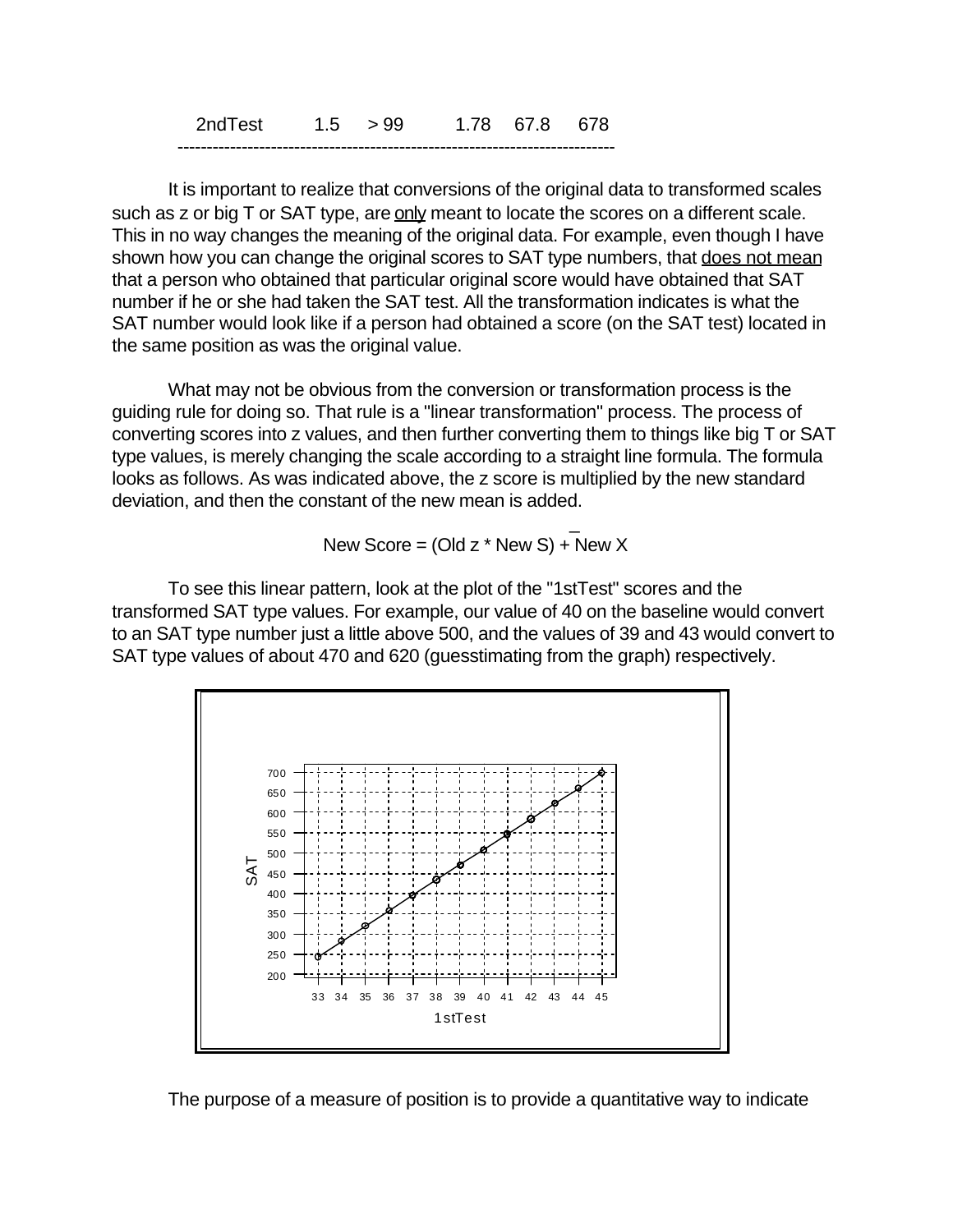| 2ndTest | 1.5 | > 99 | 1.78 | 67.8 | 678 |
|---|---|---|---|---|---|

It is important to realize that conversions of the original data to transformed scales such as z or big T or SAT type, are only meant to locate the scores on a different scale. This in no way changes the meaning of the original data. For example, even though I have shown how you can change the original scores to SAT type numbers, that does not mean that a person who obtained that particular original score would have obtained that SAT number if he or she had taken the SAT test. All the transformation indicates is what the SAT number would look like if a person had obtained a score (on the SAT test) located in the same position as was the original value.

What may not be obvious from the conversion or transformation process is the guiding rule for doing so. That rule is a "linear transformation" process. The process of converting scores into z values, and then further converting them to things like big T or SAT type values, is merely changing the scale according to a straight line formula. The formula looks as follows. As was indicated above, the z score is multiplied by the new standard deviation, and then the constant of the new mean is added.

$$\text{New Score} = (\text{Old } z * \text{New } S) + \text{New } \bar{X}$$

To see this linear pattern, look at the plot of the "1stTest" scores and the transformed SAT type values. For example, our value of 40 on the baseline would convert to an SAT type number just a little above 500, and the values of 39 and 43 would convert to SAT type values of about 470 and 620 (guesstimating from the graph) respectively.

The purpose of a measure of position is to provide a quantitative way to indicate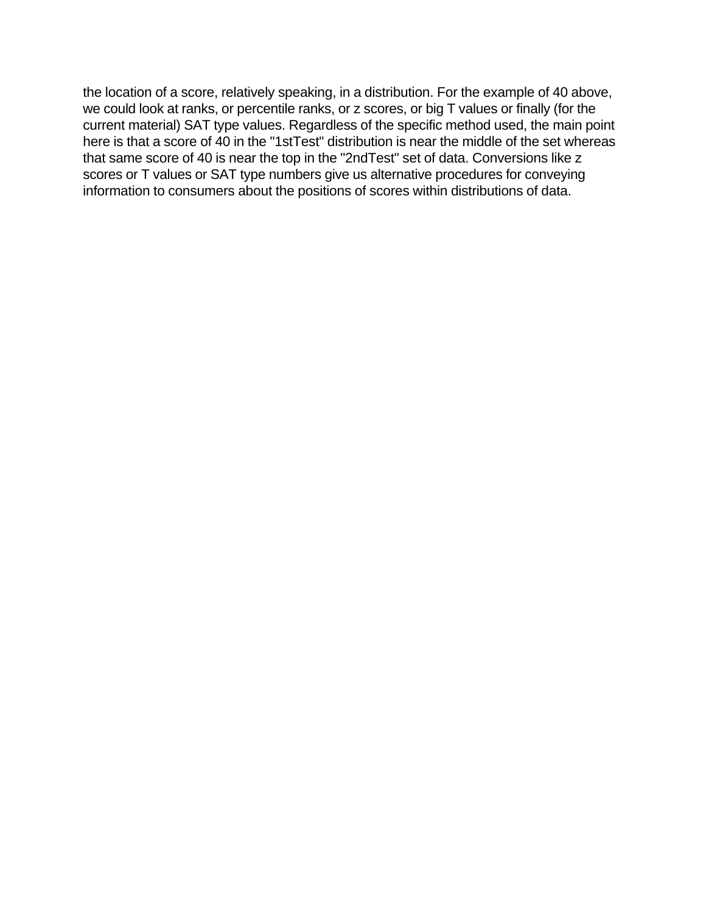the location of a score, relatively speaking, in a distribution. For the example of 40 above, we could look at ranks, or percentile ranks, or z scores, or big T values or finally (for the current material) SAT type values. Regardless of the specific method used, the main point here is that a score of 40 in the "1stTest" distribution is near the middle of the set whereas that same score of 40 is near the top in the "2ndTest" set of data. Conversions like z scores or T values or SAT type numbers give us alternative procedures for conveying information to consumers about the positions of scores within distributions of data.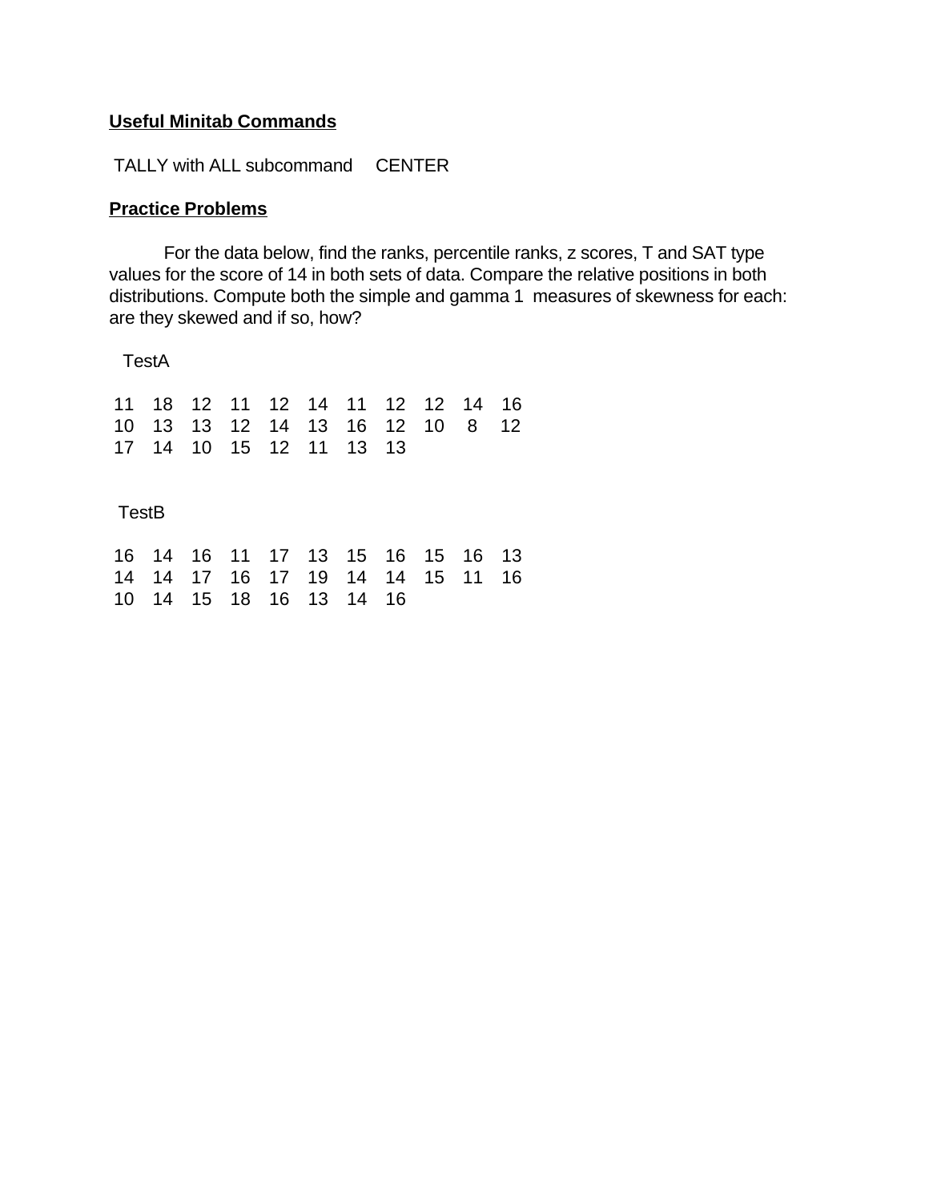**Useful Minitab Commands**

TALLY with ALL subcommand     CENTER

**Practice Problems**

For the data below, find the ranks, percentile ranks, z scores, T and SAT type values for the score of 14 in both sets of data. Compare the relative positions in both distributions. Compute both the simple and gamma 1 measures of skewness for each: are they skewed and if so, how?

TestA

| | | | | | | | | | | |
|---|---|---|---|---|---|---|---|---|---|---|
| 11 | 18 | 12 | 11 | 12 | 14 | 11 | 12 | 12 | 14 | 16 |
| 10 | 13 | 13 | 12 | 14 | 13 | 16 | 12 | 10 | 8 | 12 |
| 17 | 14 | 10 | 15 | 12 | 11 | 13 | 13 | | | |

TestB

| | | | | | | | | | | |
|---|---|---|---|---|---|---|---|---|---|---|
| 16 | 14 | 16 | 11 | 17 | 13 | 15 | 16 | 15 | 16 | 13 |
| 14 | 14 | 17 | 16 | 17 | 19 | 14 | 14 | 15 | 11 | 16 |
| 10 | 14 | 15 | 18 | 16 | 13 | 14 | 16 | | | |